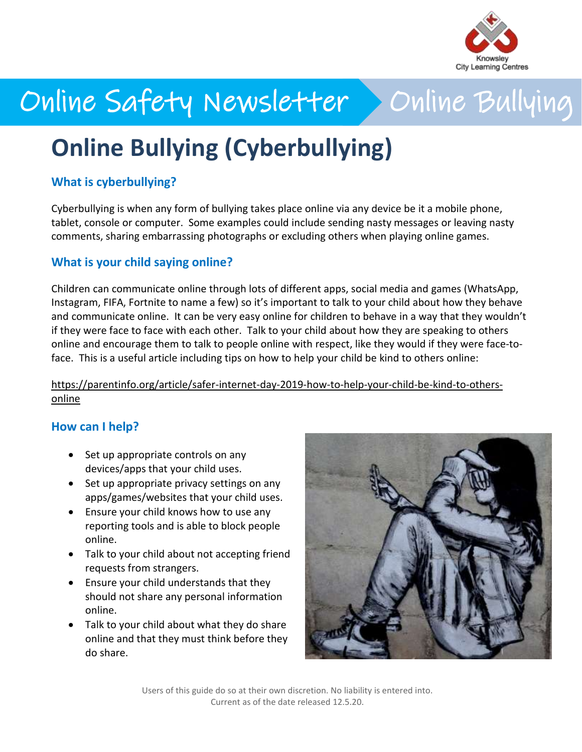Knowsley City Learning Centres

# Online Safety Newsletter – Online Bullying

# Online Bullying (Cyberbullying)

## What is cyberbullying?

Cyberbullying is when any form of bullying takes place online via any device be it a mobile phone, tablet, console or computer. Some examples could include sending nasty messages or leaving nasty comments, sharing embarrassing photographs or excluding others when playing online games.

## What is your child saying online?

Children can communicate online through lots of different apps, social media and games (WhatsApp, Instagram, FIFA, Fortnite to name a few) so it's important to talk to your child about how they behave and communicate online. It can be very easy online for children to behave in a way that they wouldn't if they were face to face with each other. Talk to your child about how they are speaking to others online and encourage them to talk to people online with respect, like they would if they were face-to-face. This is a useful article including tips on how to help your child be kind to others online:

https://parentinfo.org/article/safer-internet-day-2019-how-to-help-your-child-be-kind-to-others-online

## How can I help?

- Set up appropriate controls on any devices/apps that your child uses.
- Set up appropriate privacy settings on any apps/games/websites that your child uses.
- Ensure your child knows how to use any reporting tools and is able to block people online.
- Talk to your child about not accepting friend requests from strangers.
- Ensure your child understands that they should not share any personal information online.
- Talk to your child about what they do share online and that they must think before they do share.

Users of this guide do so at their own discretion. No liability is entered into.
Current as of the date released 12.5.20.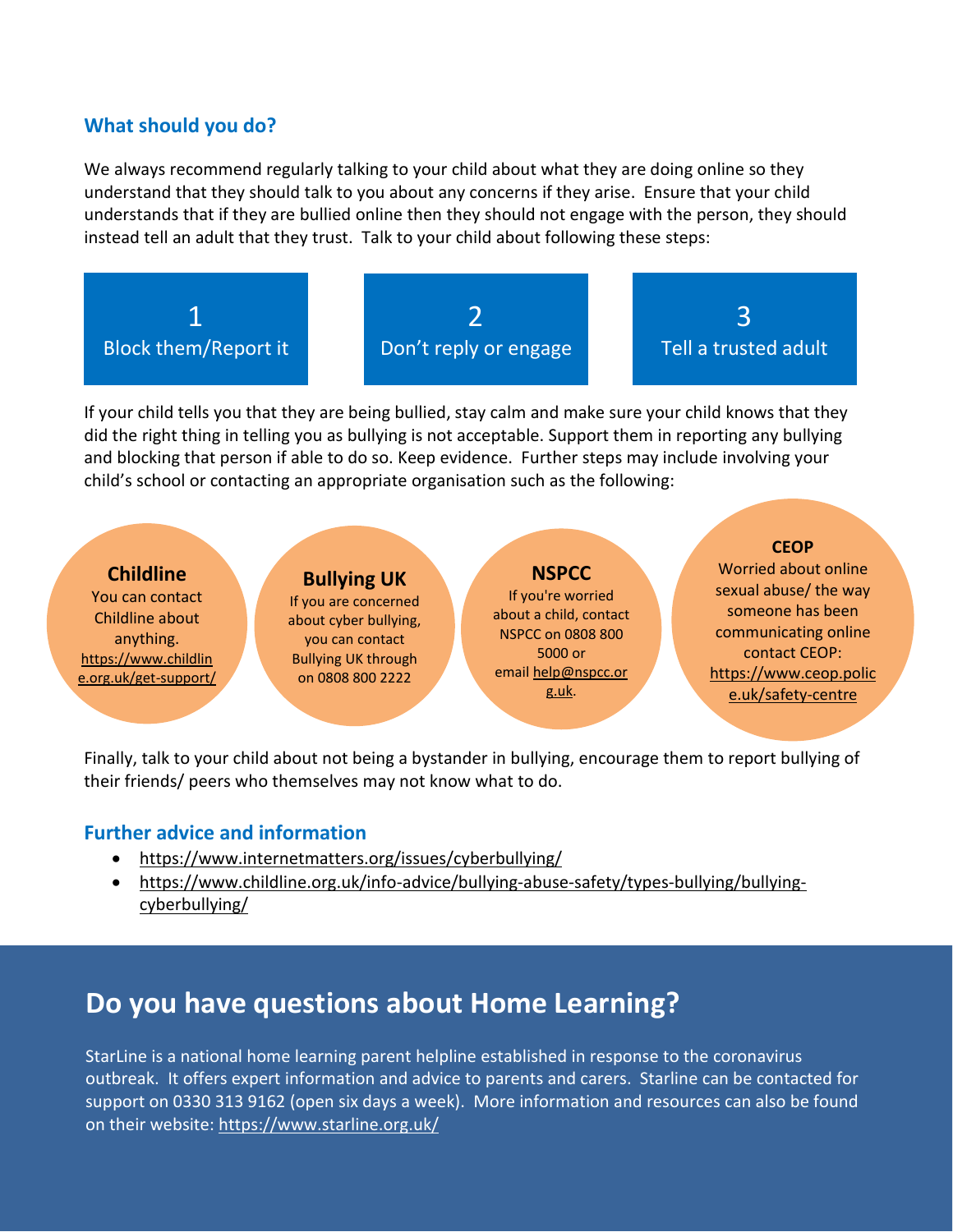## What should you do?

We always recommend regularly talking to your child about what they are doing online so they understand that they should talk to you about any concerns if they arise. Ensure that your child understands that if they are bullied online then they should not engage with the person, they should instead tell an adult that they trust. Talk to your child about following these steps:

1. Block them/Report it
2. Don't reply or engage
3. Tell a trusted adult

If your child tells you that they are being bullied, stay calm and make sure your child knows that they did the right thing in telling you as bullying is not acceptable. Support them in reporting any bullying and blocking that person if able to do so. Keep evidence. Further steps may include involving your child's school or contacting an appropriate organisation such as the following:

**Childline**
You can contact Childline about anything.
https://www.childline.org.uk/get-support/

**Bullying UK**
If you are concerned about cyber bullying, you can contact Bullying UK through on 0808 800 2222

**NSPCC**
If you're worried about a child, contact NSPCC on 0808 800 5000 or email help@nspcc.org.uk.

**CEOP**
Worried about online sexual abuse/ the way someone has been communicating online contact CEOP: https://www.ceop.police.uk/safety-centre

Finally, talk to your child about not being a bystander in bullying, encourage them to report bullying of their friends/ peers who themselves may not know what to do.

## Further advice and information

- https://www.internetmatters.org/issues/cyberbullying/
- https://www.childline.org.uk/info-advice/bullying-abuse-safety/types-bullying/bullying-cyberbullying/

# Do you have questions about Home Learning?

StarLine is a national home learning parent helpline established in response to the coronavirus outbreak. It offers expert information and advice to parents and carers. Starline can be contacted for support on 0330 313 9162 (open six days a week). More information and resources can also be found on their website: https://www.starline.org.uk/